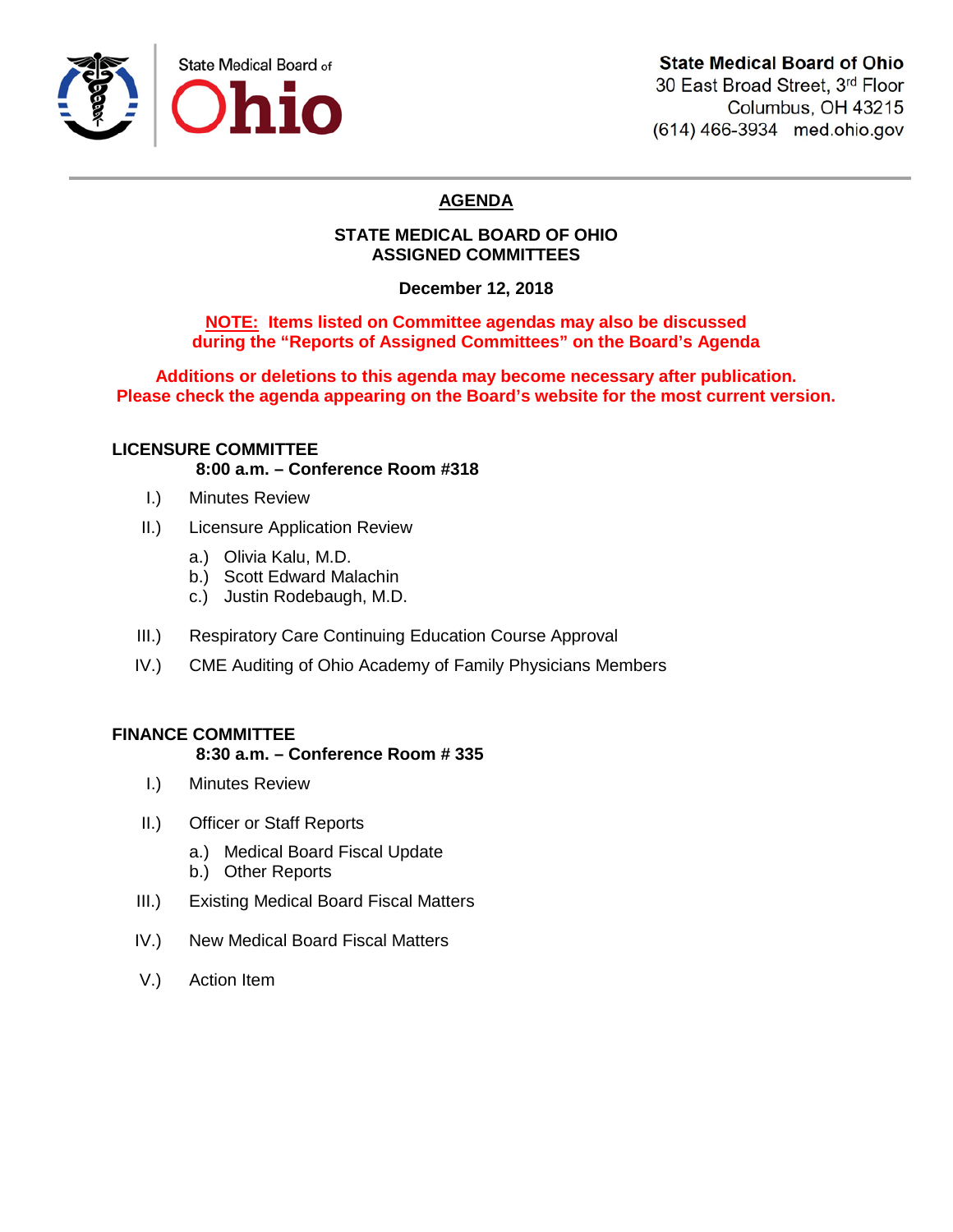State Medical Board of Ohio

**State Medical Board of Ohio**
30 East Broad Street, 3rd Floor
Columbus, OH 43215
(614) 466-3934 med.ohio.gov

# AGENDA

## STATE MEDICAL BOARD OF OHIO
## ASSIGNED COMMITTEES

**December 12, 2018**

**NOTE: Items listed on Committee agendas may also be discussed during the "Reports of Assigned Committees" on the Board's Agenda**

**Additions or deletions to this agenda may become necessary after publication. Please check the agenda appearing on the Board's website for the most current version.**

### LICENSURE COMMITTEE

**8:00 a.m. – Conference Room #318**

I.) Minutes Review

II.) Licensure Application Review

- a.) Olivia Kalu, M.D.
- b.) Scott Edward Malachin
- c.) Justin Rodebaugh, M.D.

III.) Respiratory Care Continuing Education Course Approval

IV.) CME Auditing of Ohio Academy of Family Physicians Members

### FINANCE COMMITTEE

**8:30 a.m. – Conference Room # 335**

I.) Minutes Review

II.) Officer or Staff Reports

- a.) Medical Board Fiscal Update
- b.) Other Reports

III.) Existing Medical Board Fiscal Matters

IV.) New Medical Board Fiscal Matters

V.) Action Item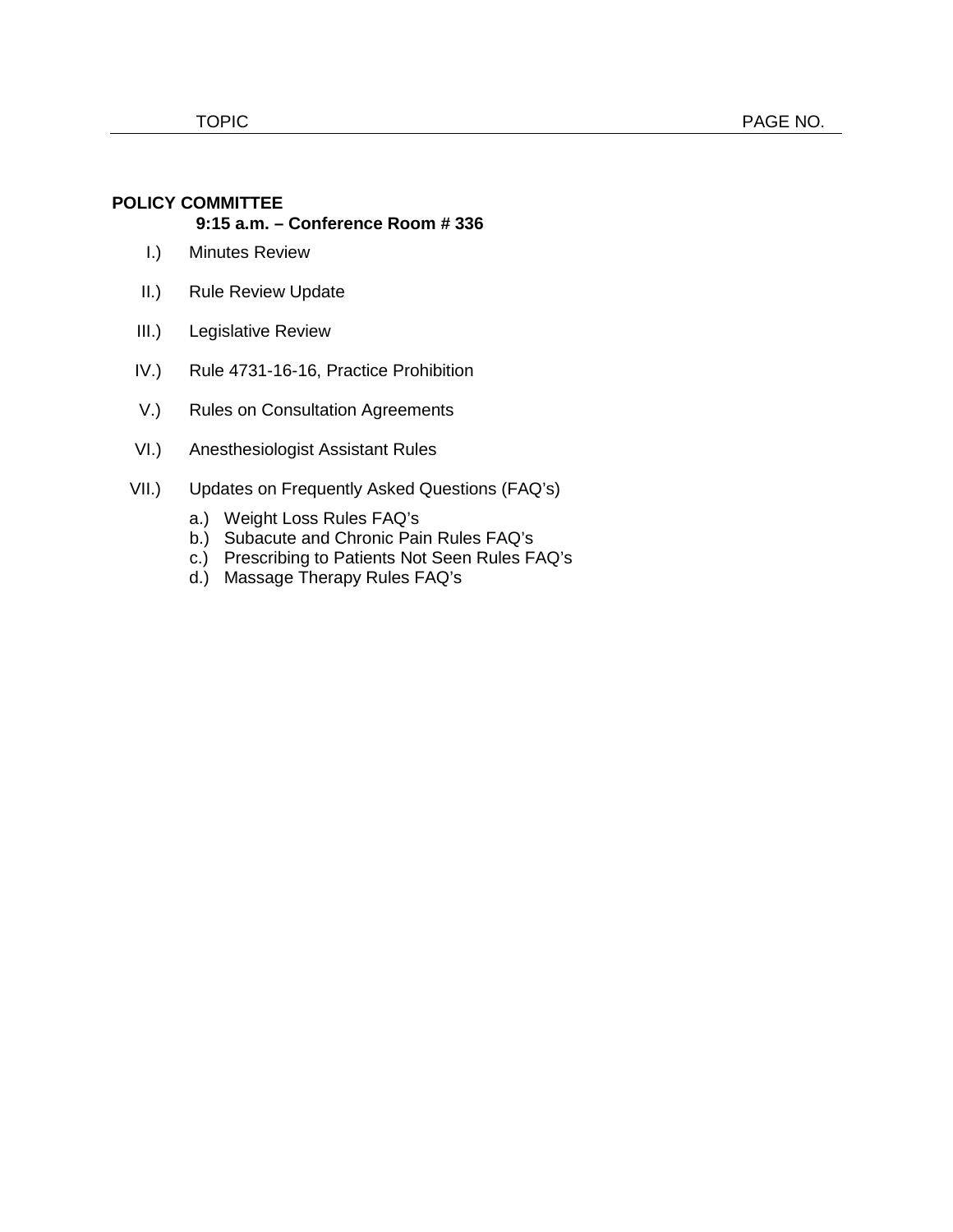| TOPIC | PAGE NO. |
| --- | --- |

**POLICY COMMITTEE**

**9:15 a.m. – Conference Room # 336**

I.) Minutes Review

II.) Rule Review Update

III.) Legislative Review

IV.) Rule 4731-16-16, Practice Prohibition

V.) Rules on Consultation Agreements

VI.) Anesthesiologist Assistant Rules

VII.) Updates on Frequently Asked Questions (FAQ's)

- a.) Weight Loss Rules FAQ's
- b.) Subacute and Chronic Pain Rules FAQ's
- c.) Prescribing to Patients Not Seen Rules FAQ's
- d.) Massage Therapy Rules FAQ's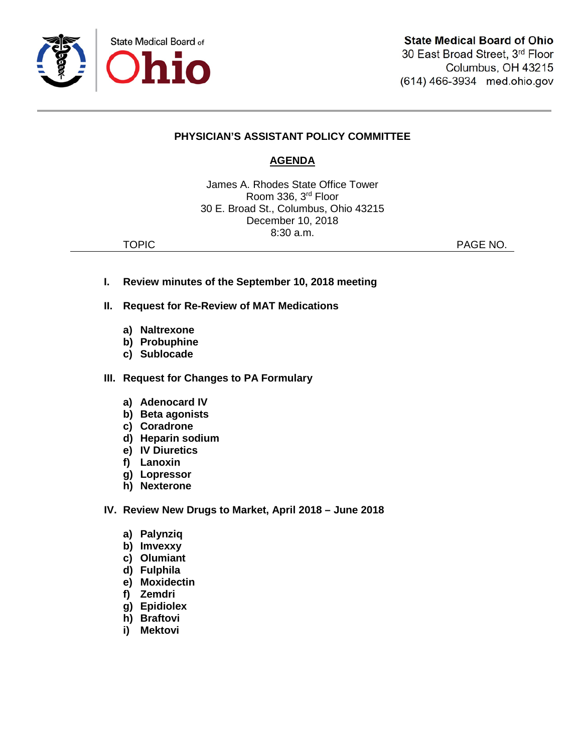State Medical Board of Ohio

**State Medical Board of Ohio**
30 East Broad Street, 3rd Floor
Columbus, OH 43215
(614) 466-3934 med.ohio.gov

## PHYSICIAN'S ASSISTANT POLICY COMMITTEE

## AGENDA

James A. Rhodes State Office Tower
Room 336, 3rd Floor
30 E. Broad St., Columbus, Ohio 43215
December 10, 2018
8:30 a.m.

| TOPIC | PAGE NO. |
|---|---|

**I. Review minutes of the September 10, 2018 meeting**

**II. Request for Re-Review of MAT Medications**

- **a) Naltrexone**
- **b) Probuphine**
- **c) Sublocade**

**III. Request for Changes to PA Formulary**

- **a) Adenocard IV**
- **b) Beta agonists**
- **c) Coradrone**
- **d) Heparin sodium**
- **e) IV Diuretics**
- **f) Lanoxin**
- **g) Lopressor**
- **h) Nexterone**

**IV. Review New Drugs to Market, April 2018 – June 2018**

- **a) Palynziq**
- **b) Imvexxy**
- **c) Olumiant**
- **d) Fulphila**
- **e) Moxidectin**
- **f) Zemdri**
- **g) Epidiolex**
- **h) Braftovi**
- **i) Mektovi**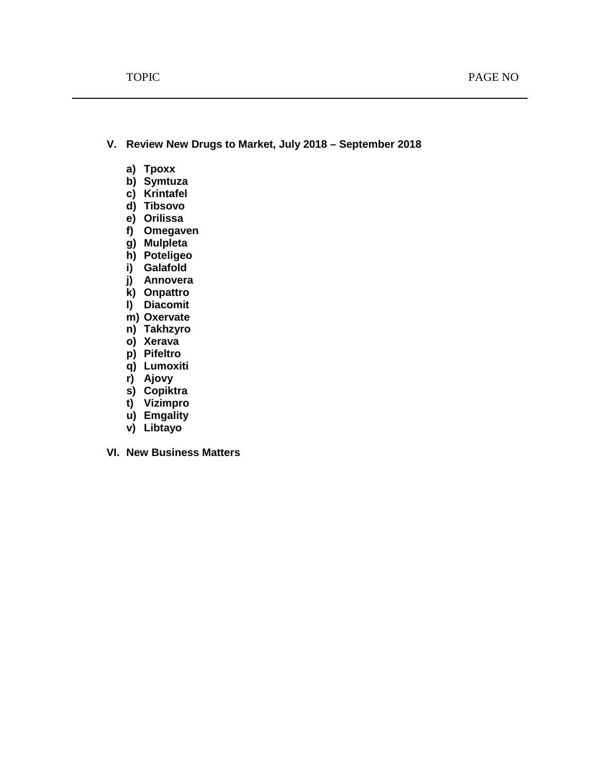TOPIC PAGE NO

---

**V. Review New Drugs to Market, July 2018 – September 2018**

- **a) Tpoxx**
- **b) Symtuza**
- **c) Krintafel**
- **d) Tibsovo**
- **e) Orilissa**
- **f) Omegaven**
- **g) Mulpleta**
- **h) Poteligeo**
- **i) Galafold**
- **j) Annovera**
- **k) Onpattro**
- **l) Diacomit**
- **m) Oxervate**
- **n) Takhzyro**
- **o) Xerava**
- **p) Pifeltro**
- **q) Lumoxiti**
- **r) Ajovy**
- **s) Copiktra**
- **t) Vizimpro**
- **u) Emgality**
- **v) Libtayo**

**VI. New Business Matters**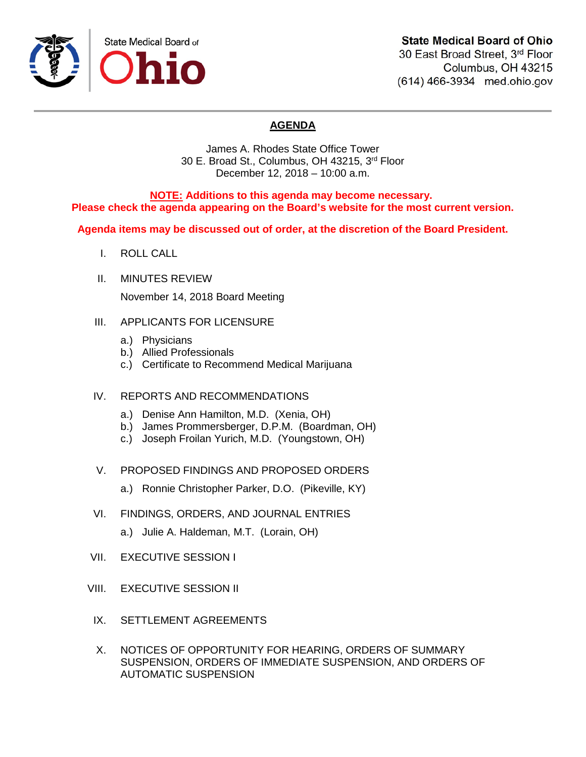State Medical Board of Ohio

**State Medical Board of Ohio**
30 East Broad Street, 3rd Floor
Columbus, OH 43215
(614) 466-3934 med.ohio.gov

# AGENDA

James A. Rhodes State Office Tower
30 E. Broad St., Columbus, OH 43215, 3rd Floor
December 12, 2018 – 10:00 a.m.

**NOTE: Additions to this agenda may become necessary.**
**Please check the agenda appearing on the Board's website for the most current version.**

**Agenda items may be discussed out of order, at the discretion of the Board President.**

I. ROLL CALL

II. MINUTES REVIEW

November 14, 2018 Board Meeting

III. APPLICANTS FOR LICENSURE

a.) Physicians
b.) Allied Professionals
c.) Certificate to Recommend Medical Marijuana

IV. REPORTS AND RECOMMENDATIONS

a.) Denise Ann Hamilton, M.D. (Xenia, OH)
b.) James Prommersberger, D.P.M. (Boardman, OH)
c.) Joseph Froilan Yurich, M.D. (Youngstown, OH)

V. PROPOSED FINDINGS AND PROPOSED ORDERS

a.) Ronnie Christopher Parker, D.O. (Pikeville, KY)

VI. FINDINGS, ORDERS, AND JOURNAL ENTRIES

a.) Julie A. Haldeman, M.T. (Lorain, OH)

VII. EXECUTIVE SESSION I

VIII. EXECUTIVE SESSION II

IX. SETTLEMENT AGREEMENTS

X. NOTICES OF OPPORTUNITY FOR HEARING, ORDERS OF SUMMARY SUSPENSION, ORDERS OF IMMEDIATE SUSPENSION, AND ORDERS OF AUTOMATIC SUSPENSION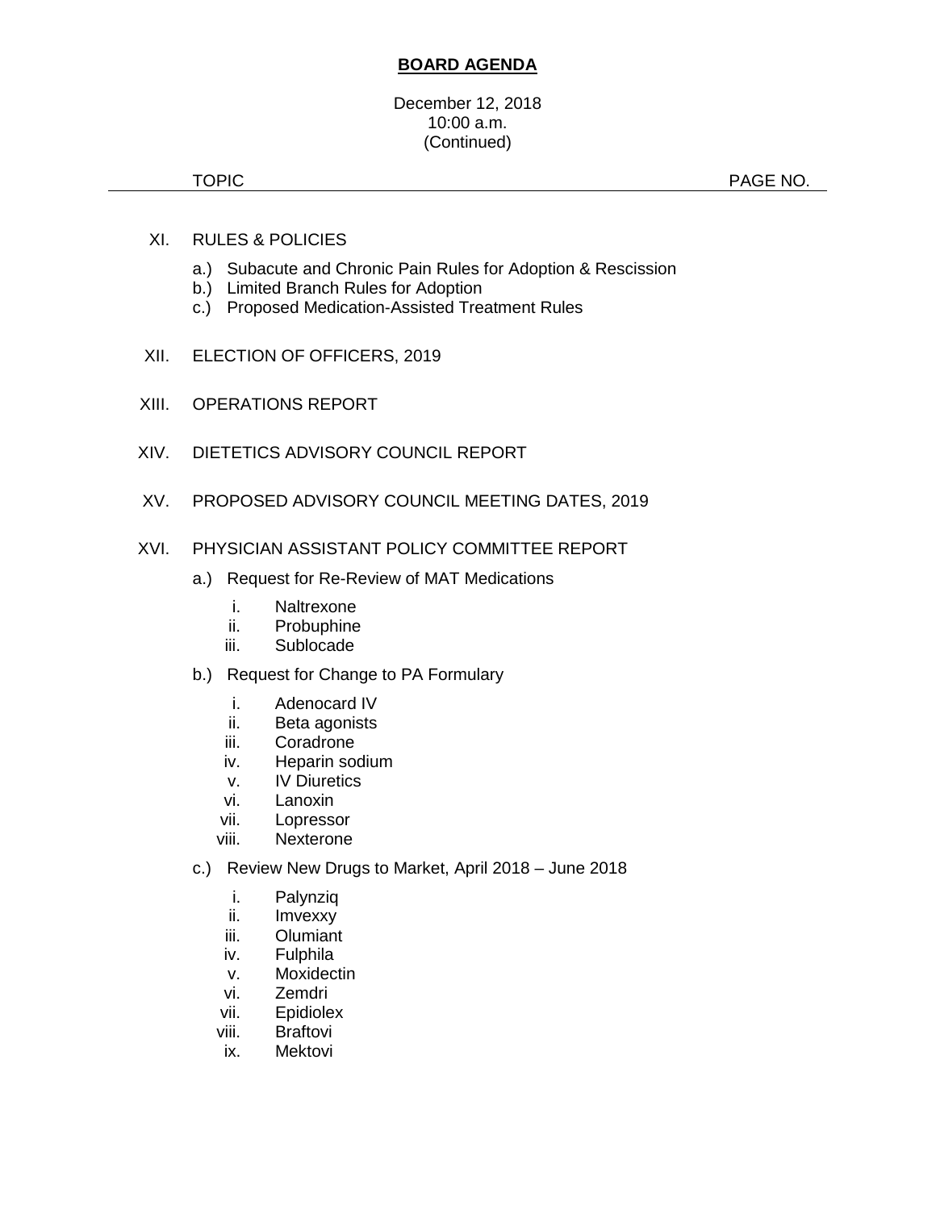**BOARD AGENDA**

December 12, 2018
10:00 a.m.
(Continued)

TOPIC PAGE NO.

XI. RULES & POLICIES

- a.) Subacute and Chronic Pain Rules for Adoption & Rescission
- b.) Limited Branch Rules for Adoption
- c.) Proposed Medication-Assisted Treatment Rules

XII. ELECTION OF OFFICERS, 2019

XIII. OPERATIONS REPORT

XIV. DIETETICS ADVISORY COUNCIL REPORT

XV. PROPOSED ADVISORY COUNCIL MEETING DATES, 2019

XVI. PHYSICIAN ASSISTANT POLICY COMMITTEE REPORT

- a.) Request for Re-Review of MAT Medications
  - i. Naltrexone
  - ii. Probuphine
  - iii. Sublocade
- b.) Request for Change to PA Formulary
  - i. Adenocard IV
  - ii. Beta agonists
  - iii. Coradrone
  - iv. Heparin sodium
  - v. IV Diuretics
  - vi. Lanoxin
  - vii. Lopressor
  - viii. Nexterone
- c.) Review New Drugs to Market, April 2018 – June 2018
  - i. Palynziq
  - ii. Imvexxy
  - iii. Olumiant
  - iv. Fulphila
  - v. Moxidectin
  - vi. Zemdri
  - vii. Epidiolex
  - viii. Braftovi
  - ix. Mektovi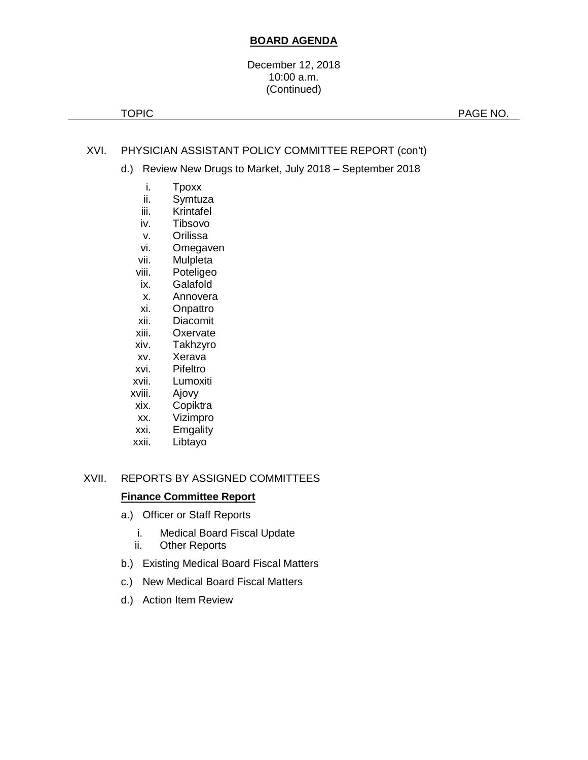**BOARD AGENDA**

December 12, 2018
10:00 a.m.
(Continued)

TOPIC PAGE NO.

XVI. PHYSICIAN ASSISTANT POLICY COMMITTEE REPORT (con't)

d.) Review New Drugs to Market, July 2018 – September 2018

i. Tpoxx
ii. Symtuza
iii. Krintafel
iv. Tibsovo
v. Orilissa
vi. Omegaven
vii. Mulpleta
viii. Poteligeo
ix. Galafold
x. Annovera
xi. Onpattro
xii. Diacomit
xiii. Oxervate
xiv. Takhzyro
xv. Xerava
xvi. Pifeltro
xvii. Lumoxiti
xviii. Ajovy
xix. Copiktra
xx. Vizimpro
xxi. Emgality
xxii. Libtayo

XVII. REPORTS BY ASSIGNED COMMITTEES

**Finance Committee Report**

a.) Officer or Staff Reports

i. Medical Board Fiscal Update
ii. Other Reports

b.) Existing Medical Board Fiscal Matters

c.) New Medical Board Fiscal Matters

d.) Action Item Review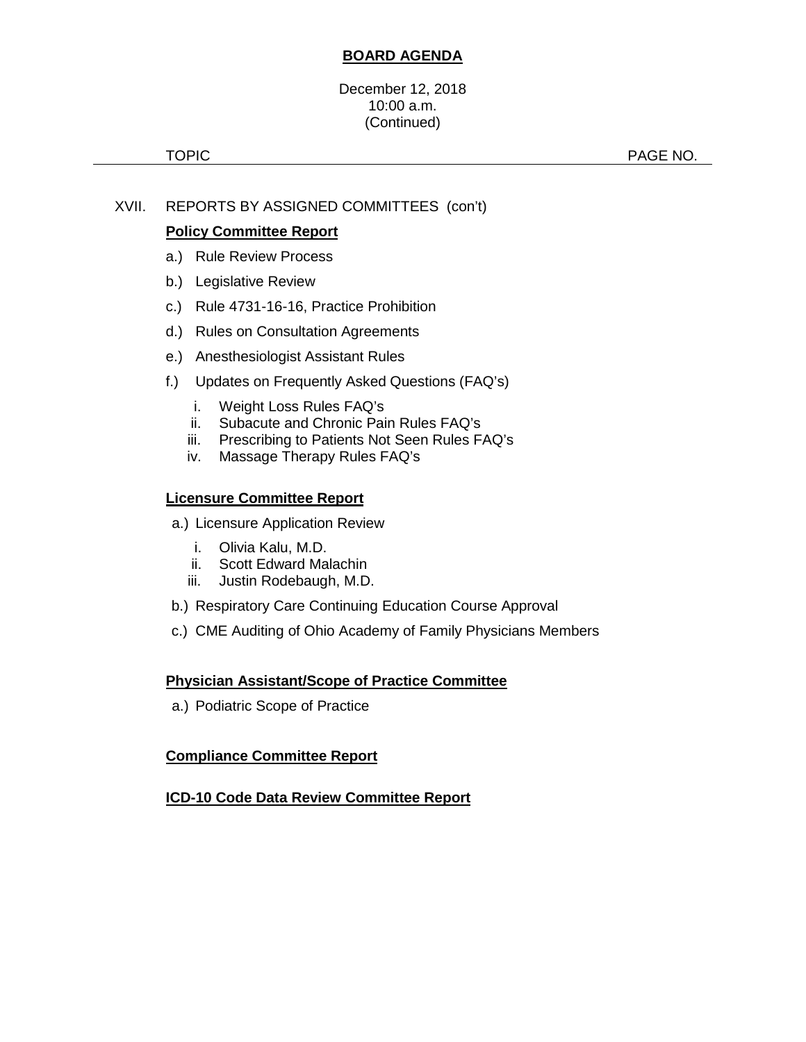**BOARD AGENDA**

December 12, 2018
10:00 a.m.
(Continued)

TOPIC PAGE NO.

XVII. REPORTS BY ASSIGNED COMMITTEES (con't)

**Policy Committee Report**

a.) Rule Review Process

b.) Legislative Review

c.) Rule 4731-16-16, Practice Prohibition

d.) Rules on Consultation Agreements

e.) Anesthesiologist Assistant Rules

f.) Updates on Frequently Asked Questions (FAQ's)

i. Weight Loss Rules FAQ's
ii. Subacute and Chronic Pain Rules FAQ's
iii. Prescribing to Patients Not Seen Rules FAQ's
iv. Massage Therapy Rules FAQ's

**Licensure Committee Report**

a.) Licensure Application Review

i. Olivia Kalu, M.D.
ii. Scott Edward Malachin
iii. Justin Rodebaugh, M.D.

b.) Respiratory Care Continuing Education Course Approval

c.) CME Auditing of Ohio Academy of Family Physicians Members

**Physician Assistant/Scope of Practice Committee**

a.) Podiatric Scope of Practice

**Compliance Committee Report**

**ICD-10 Code Data Review Committee Report**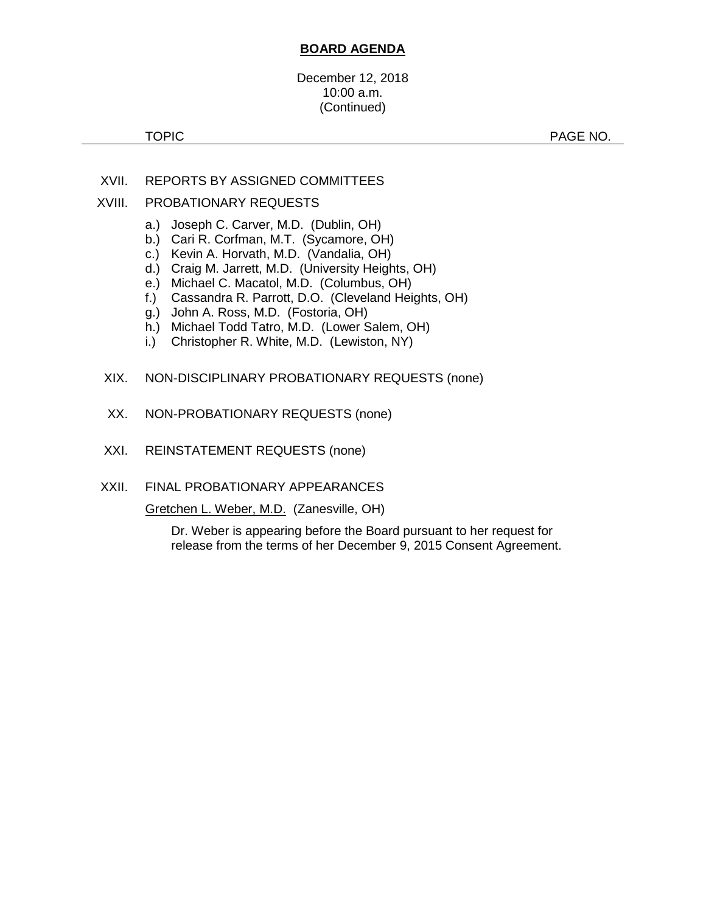**BOARD AGENDA**

December 12, 2018
10:00 a.m.
(Continued)

TOPIC PAGE NO.

XVII. REPORTS BY ASSIGNED COMMITTEES

XVIII. PROBATIONARY REQUESTS

- a.) Joseph C. Carver, M.D. (Dublin, OH)
- b.) Cari R. Corfman, M.T. (Sycamore, OH)
- c.) Kevin A. Horvath, M.D. (Vandalia, OH)
- d.) Craig M. Jarrett, M.D. (University Heights, OH)
- e.) Michael C. Macatol, M.D. (Columbus, OH)
- f.) Cassandra R. Parrott, D.O. (Cleveland Heights, OH)
- g.) John A. Ross, M.D. (Fostoria, OH)
- h.) Michael Todd Tatro, M.D. (Lower Salem, OH)
- i.) Christopher R. White, M.D. (Lewiston, NY)

XIX. NON-DISCIPLINARY PROBATIONARY REQUESTS (none)

XX. NON-PROBATIONARY REQUESTS (none)

XXI. REINSTATEMENT REQUESTS (none)

XXII. FINAL PROBATIONARY APPEARANCES

Gretchen L. Weber, M.D. (Zanesville, OH)

Dr. Weber is appearing before the Board pursuant to her request for release from the terms of her December 9, 2015 Consent Agreement.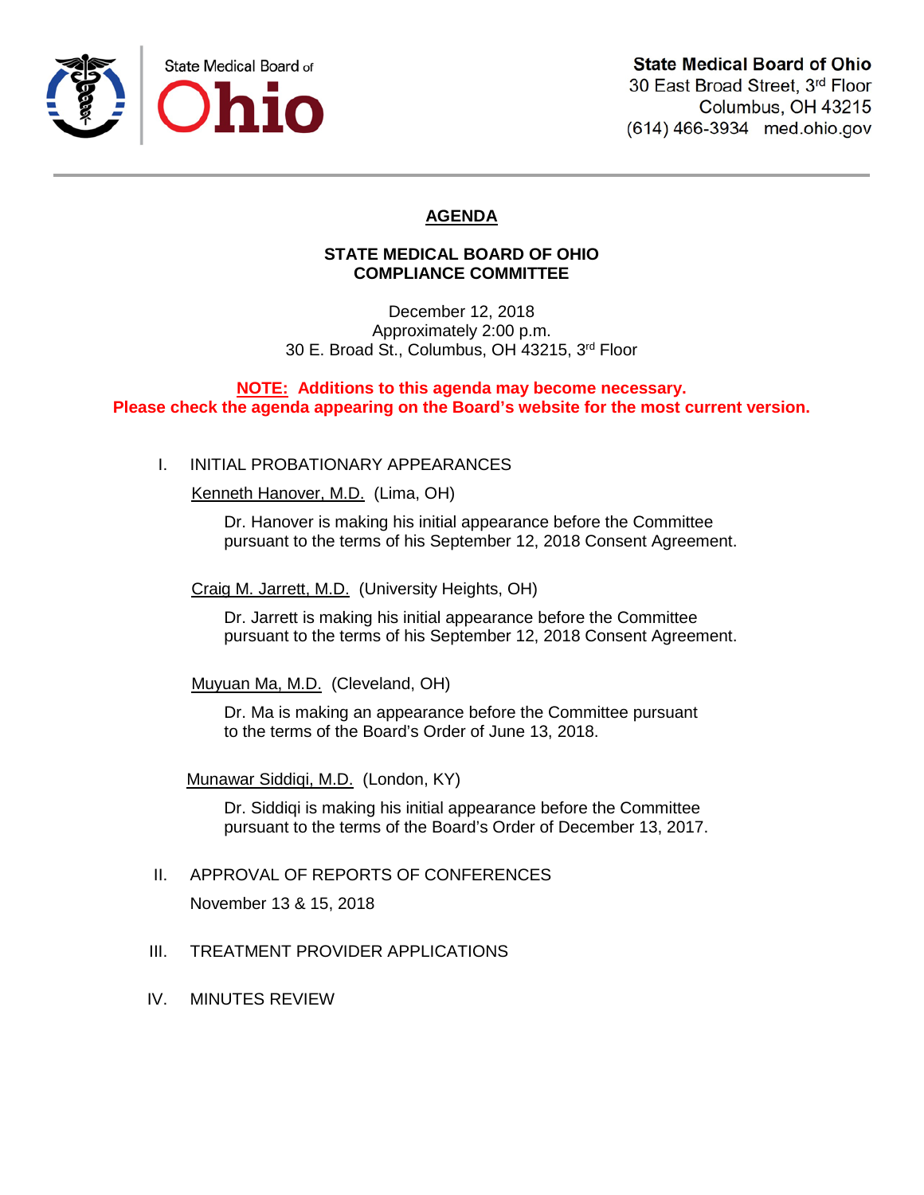**State Medical Board of Ohio**
30 East Broad Street, 3rd Floor
Columbus, OH 43215
(614) 466-3934 med.ohio.gov

# AGENDA

## STATE MEDICAL BOARD OF OHIO
## COMPLIANCE COMMITTEE

December 12, 2018
Approximately 2:00 p.m.
30 E. Broad St., Columbus, OH 43215, 3rd Floor

**NOTE: Additions to this agenda may become necessary.**
**Please check the agenda appearing on the Board's website for the most current version.**

I. INITIAL PROBATIONARY APPEARANCES

Kenneth Hanover, M.D. (Lima, OH)

Dr. Hanover is making his initial appearance before the Committee pursuant to the terms of his September 12, 2018 Consent Agreement.

Craig M. Jarrett, M.D. (University Heights, OH)

Dr. Jarrett is making his initial appearance before the Committee pursuant to the terms of his September 12, 2018 Consent Agreement.

Muyuan Ma, M.D. (Cleveland, OH)

Dr. Ma is making an appearance before the Committee pursuant to the terms of the Board's Order of June 13, 2018.

Munawar Siddiqi, M.D. (London, KY)

Dr. Siddiqi is making his initial appearance before the Committee pursuant to the terms of the Board's Order of December 13, 2017.

II. APPROVAL OF REPORTS OF CONFERENCES

November 13 & 15, 2018

III. TREATMENT PROVIDER APPLICATIONS

IV. MINUTES REVIEW